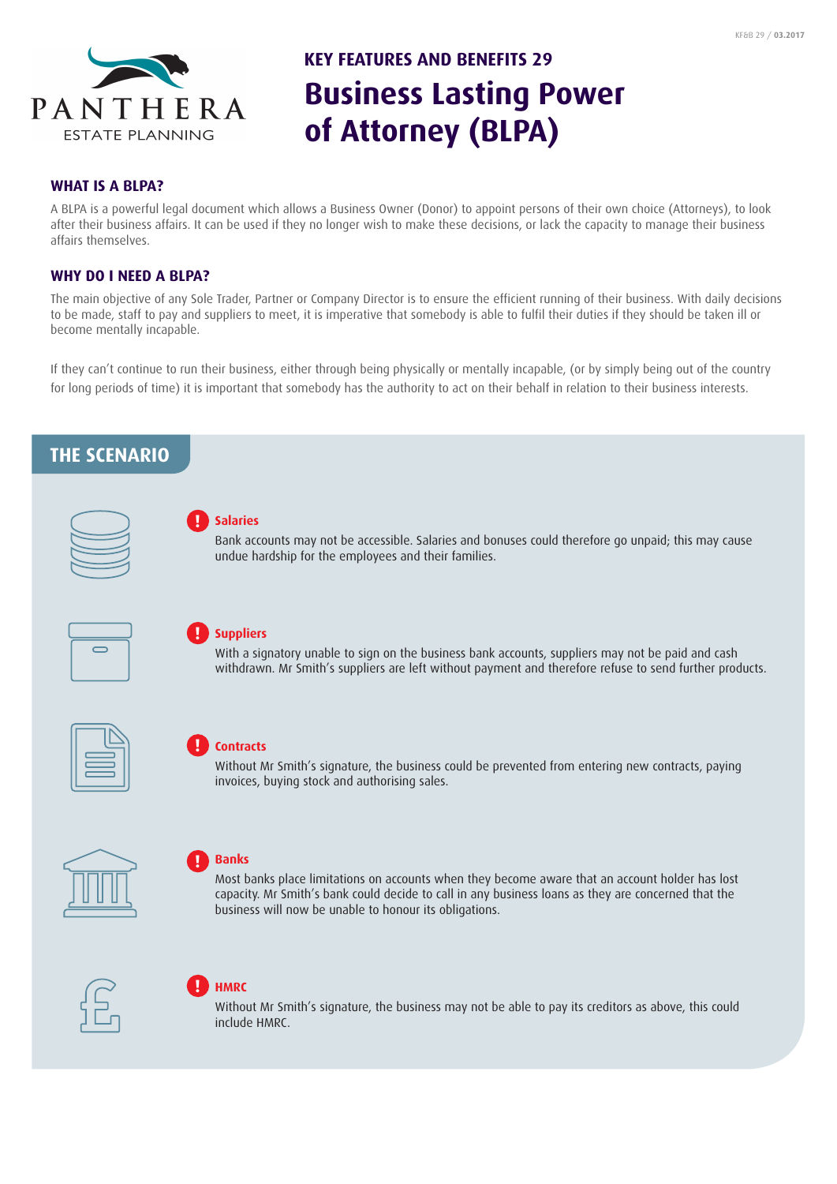PANTHERA
ESTATE PLANNING

## KEY FEATURES AND BENEFITS 29

# Business Lasting Power of Attorney (BLPA)

### WHAT IS A BLPA?

A BLPA is a powerful legal document which allows a Business Owner (Donor) to appoint persons of their own choice (Attorneys), to look after their business affairs. It can be used if they no longer wish to make these decisions, or lack the capacity to manage their business affairs themselves.

### WHY DO I NEED A BLPA?

The main objective of any Sole Trader, Partner or Company Director is to ensure the efficient running of their business. With daily decisions to be made, staff to pay and suppliers to meet, it is imperative that somebody is able to fulfil their duties if they should be taken ill or become mentally incapable.

If they can't continue to run their business, either through being physically or mentally incapable, (or by simply being out of the country for long periods of time) it is important that somebody has the authority to act on their behalf in relation to their business interests.

## THE SCENARIO

**Salaries**

Bank accounts may not be accessible. Salaries and bonuses could therefore go unpaid; this may cause undue hardship for the employees and their families.

**Suppliers**

With a signatory unable to sign on the business bank accounts, suppliers may not be paid and cash withdrawn. Mr Smith's suppliers are left without payment and therefore refuse to send further products.

**Contracts**

Without Mr Smith's signature, the business could be prevented from entering new contracts, paying invoices, buying stock and authorising sales.

**Banks**

Most banks place limitations on accounts when they become aware that an account holder has lost capacity. Mr Smith's bank could decide to call in any business loans as they are concerned that the business will now be unable to honour its obligations.

**HMRC**

Without Mr Smith's signature, the business may not be able to pay its creditors as above, this could include HMRC.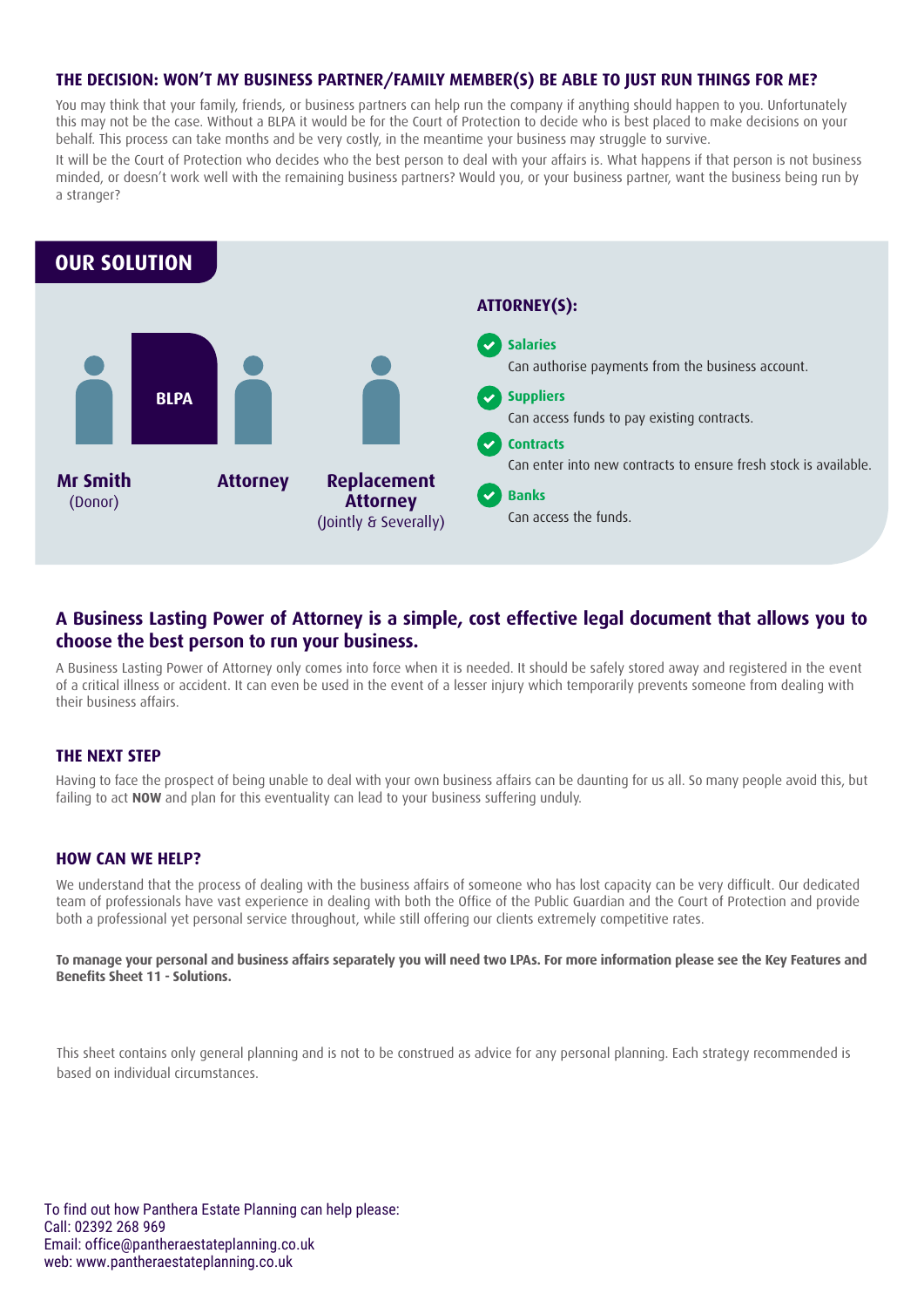### THE DECISION: WON'T MY BUSINESS PARTNER/FAMILY MEMBER(S) BE ABLE TO JUST RUN THINGS FOR ME?

You may think that your family, friends, or business partners can help run the company if anything should happen to you. Unfortunately this may not be the case. Without a BLPA it would be for the Court of Protection to decide who is best placed to make decisions on your behalf. This process can take months and be very costly, in the meantime your business may struggle to survive.

It will be the Court of Protection who decides who the best person to deal with your affairs is. What happens if that person is not business minded, or doesn't work well with the remaining business partners? Would you, or your business partner, want the business being run by a stranger?

## OUR SOLUTION

BLPA

**Mr Smith** (Donor)

**Attorney**

**Replacement Attorney** (Jointly & Severally)

### ATTORNEY(S):

- **Salaries**
  Can authorise payments from the business account.
- **Suppliers**
  Can access funds to pay existing contracts.
- **Contracts**
  Can enter into new contracts to ensure fresh stock is available.
- **Banks**
  Can access the funds.

### A Business Lasting Power of Attorney is a simple, cost effective legal document that allows you to choose the best person to run your business.

A Business Lasting Power of Attorney only comes into force when it is needed. It should be safely stored away and registered in the event of a critical illness or accident. It can even be used in the event of a lesser injury which temporarily prevents someone from dealing with their business affairs.

### THE NEXT STEP

Having to face the prospect of being unable to deal with your own business affairs can be daunting for us all. So many people avoid this, but failing to act **NOW** and plan for this eventuality can lead to your business suffering unduly.

### HOW CAN WE HELP?

We understand that the process of dealing with the business affairs of someone who has lost capacity can be very difficult. Our dedicated team of professionals have vast experience in dealing with both the Office of the Public Guardian and the Court of Protection and provide both a professional yet personal service throughout, while still offering our clients extremely competitive rates.

**To manage your personal and business affairs separately you will need two LPAs. For more information please see the Key Features and Benefits Sheet 11 - Solutions.**

This sheet contains only general planning and is not to be construed as advice for any personal planning. Each strategy recommended is based on individual circumstances.

To find out how Panthera Estate Planning can help please:
Call: 02392 268 969
Email: office@pantheraestateplanning.co.uk
web: www.pantheraestateplanning.co.uk